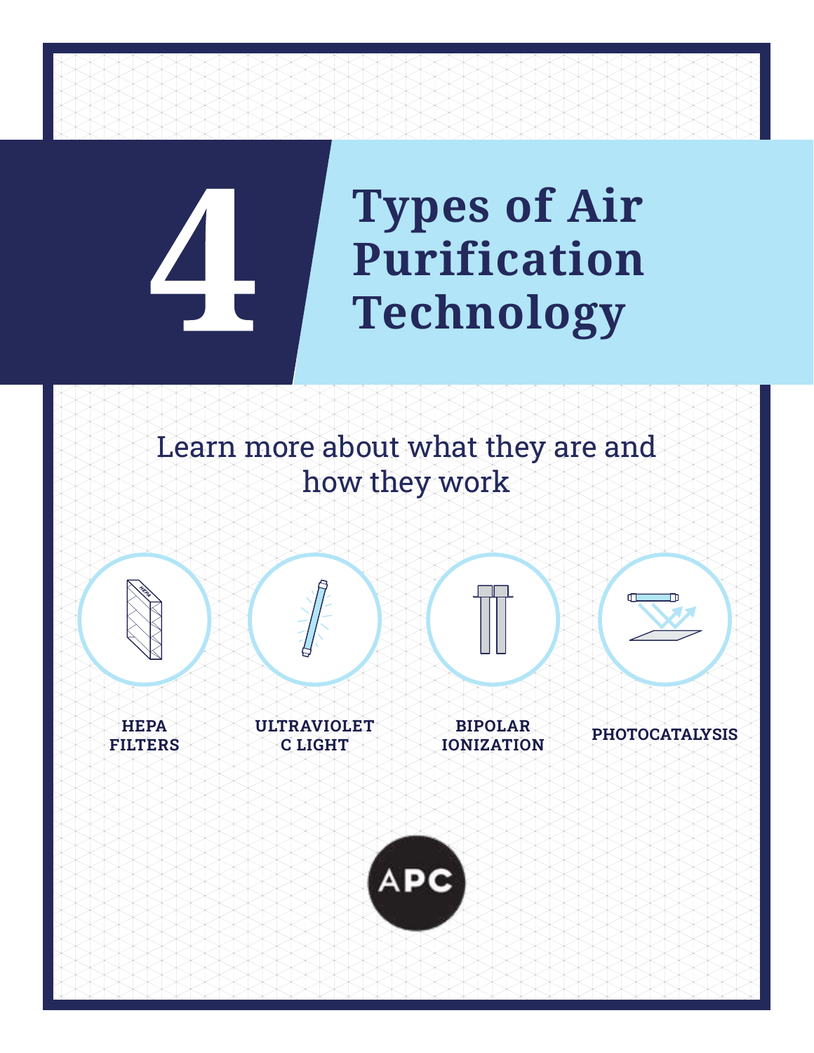# 4 Types of Air Purification Technology

Learn more about what they are and how they work

**HEPA FILTERS**

**ULTRAVIOLET C LIGHT**

**BIPOLAR IONIZATION**

**PHOTOCATALYSIS**

APC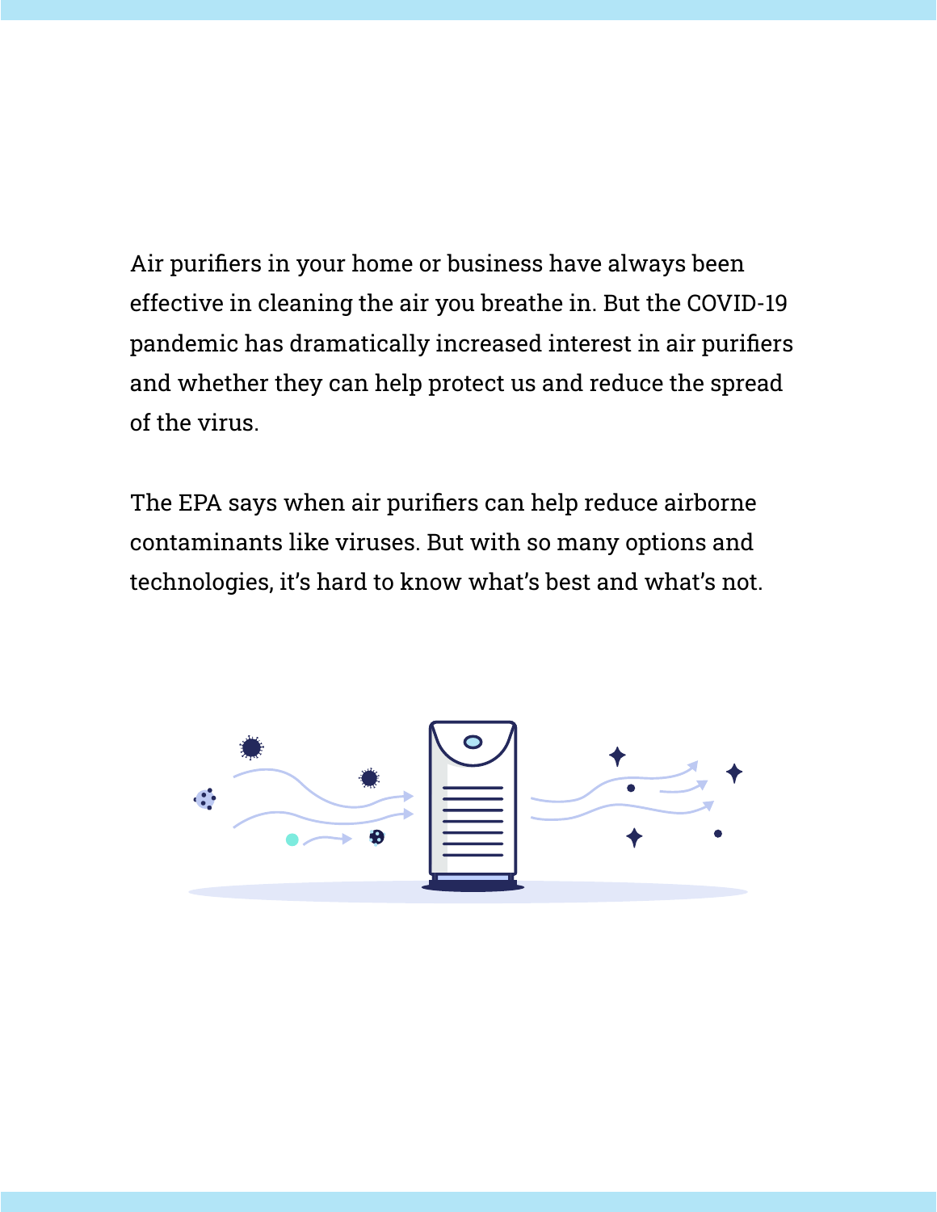Air purifiers in your home or business have always been effective in cleaning the air you breathe in. But the COVID-19 pandemic has dramatically increased interest in air purifiers and whether they can help protect us and reduce the spread of the virus.

The EPA says when air purifiers can help reduce airborne contaminants like viruses. But with so many options and technologies, it's hard to know what's best and what's not.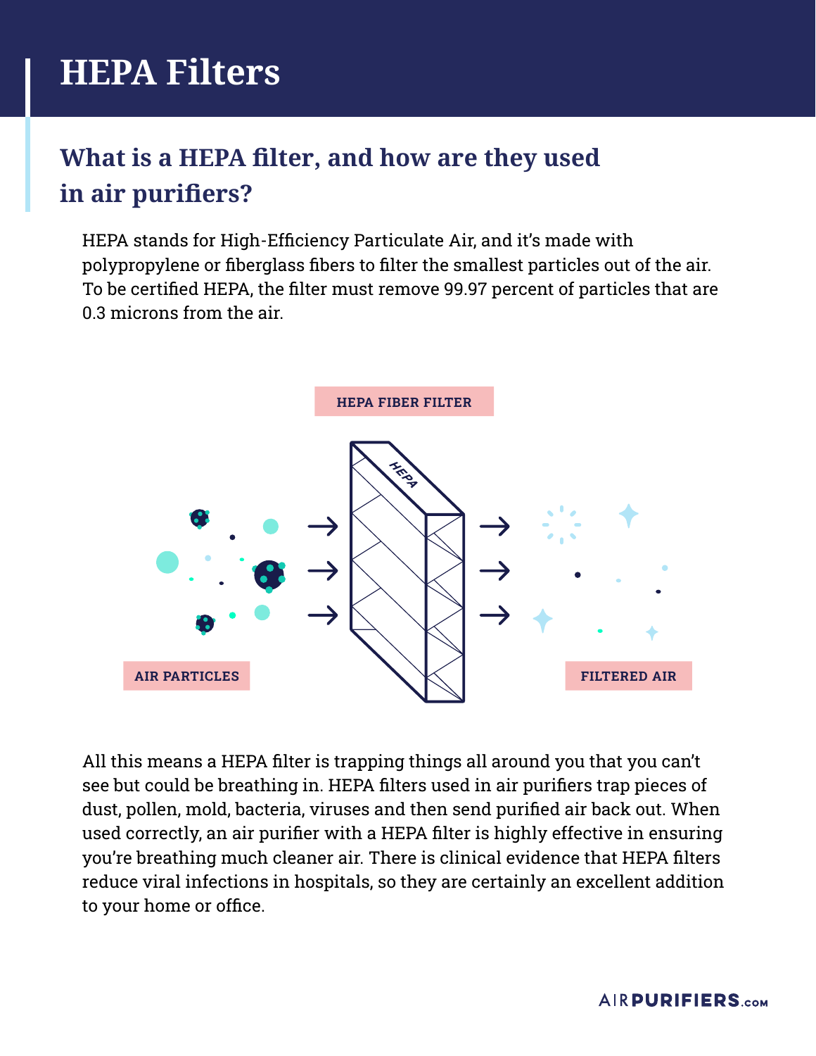# HEPA Filters

## What is a HEPA filter, and how are they used in air purifiers?

HEPA stands for High-Efficiency Particulate Air, and it's made with polypropylene or fiberglass fibers to filter the smallest particles out of the air. To be certified HEPA, the filter must remove 99.97 percent of particles that are 0.3 microns from the air.

HEPA FIBER FILTER

AIR PARTICLES

FILTERED AIR

All this means a HEPA filter is trapping things all around you that you can't see but could be breathing in. HEPA filters used in air purifiers trap pieces of dust, pollen, mold, bacteria, viruses and then send purified air back out. When used correctly, an air purifier with a HEPA filter is highly effective in ensuring you're breathing much cleaner air. There is clinical evidence that HEPA filters reduce viral infections in hospitals, so they are certainly an excellent addition to your home or office.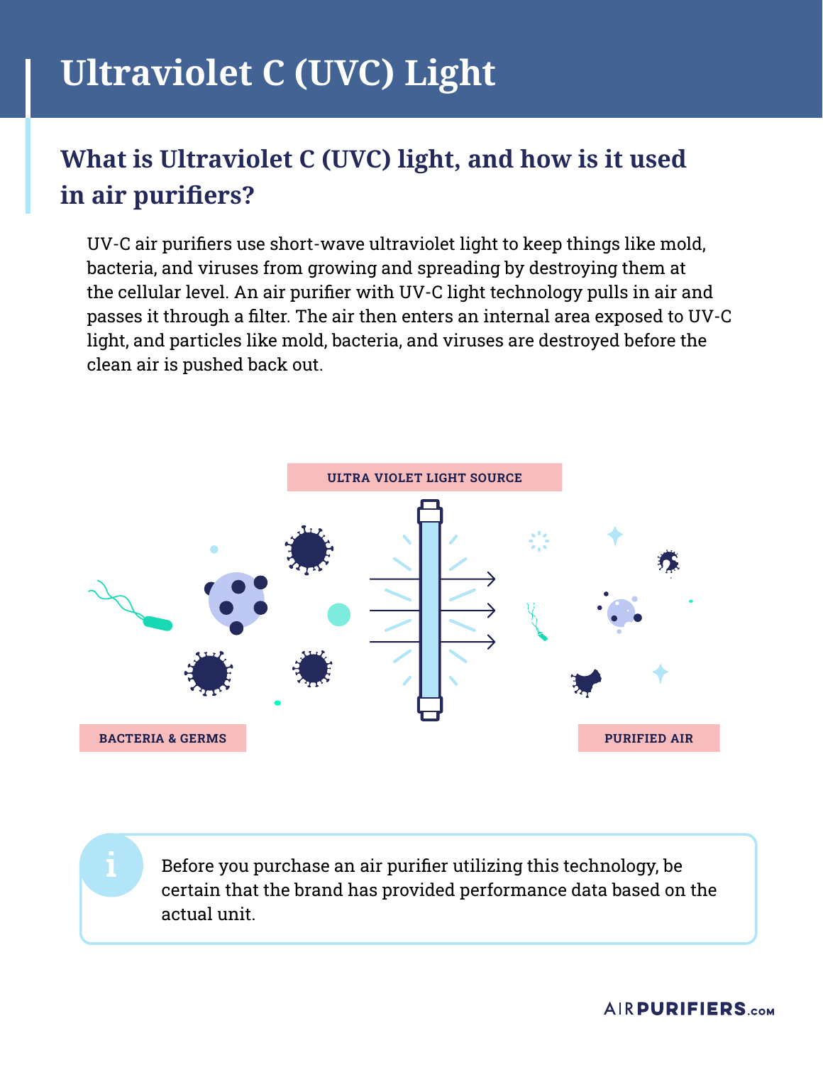# Ultraviolet C (UVC) Light

## What is Ultraviolet C (UVC) light, and how is it used in air purifiers?

UV-C air purifiers use short-wave ultraviolet light to keep things like mold, bacteria, and viruses from growing and spreading by destroying them at the cellular level. An air purifier with UV-C light technology pulls in air and passes it through a filter. The air then enters an internal area exposed to UV-C light, and particles like mold, bacteria, and viruses are destroyed before the clean air is pushed back out.

ULTRA VIOLET LIGHT SOURCE

BACTERIA & GERMS

PURIFIED AIR

Before you purchase an air purifier utilizing this technology, be certain that the brand has provided performance data based on the actual unit.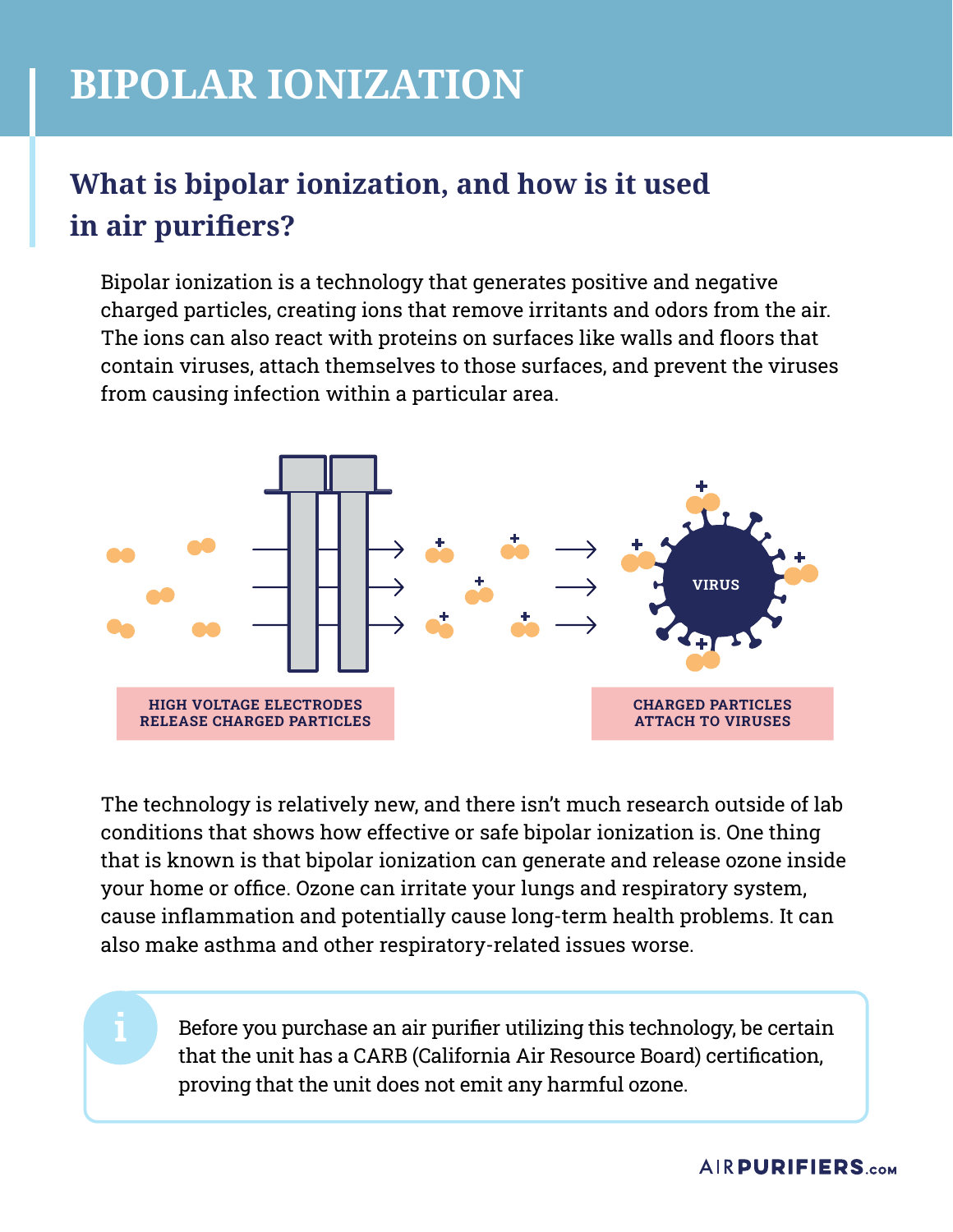# BIPOLAR IONIZATION

## What is bipolar ionization, and how is it used in air purifiers?

Bipolar ionization is a technology that generates positive and negative charged particles, creating ions that remove irritants and odors from the air. The ions can also react with proteins on surfaces like walls and floors that contain viruses, attach themselves to those surfaces, and prevent the viruses from causing infection within a particular area.

HIGH VOLTAGE ELECTRODES RELEASE CHARGED PARTICLES

VIRUS

CHARGED PARTICLES ATTACH TO VIRUSES

The technology is relatively new, and there isn't much research outside of lab conditions that shows how effective or safe bipolar ionization is. One thing that is known is that bipolar ionization can generate and release ozone inside your home or office. Ozone can irritate your lungs and respiratory system, cause inflammation and potentially cause long-term health problems. It can also make asthma and other respiratory-related issues worse.

> Before you purchase an air purifier utilizing this technology, be certain that the unit has a CARB (California Air Resource Board) certification, proving that the unit does not emit any harmful ozone.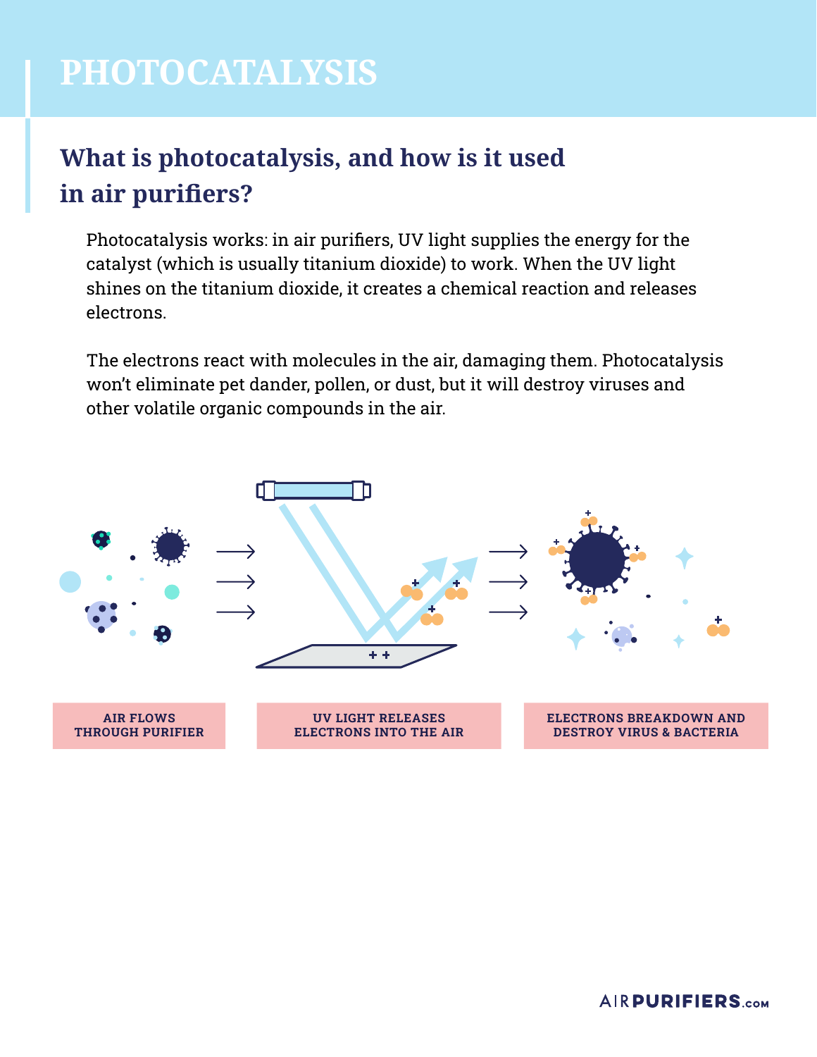# PHOTOCATALYSIS

## What is photocatalysis, and how is it used in air purifiers?

Photocatalysis works: in air purifiers, UV light supplies the energy for the catalyst (which is usually titanium dioxide) to work. When the UV light shines on the titanium dioxide, it creates a chemical reaction and releases electrons.

The electrons react with molecules in the air, damaging them. Photocatalysis won't eliminate pet dander, pollen, or dust, but it will destroy viruses and other volatile organic compounds in the air.

AIR FLOWS THROUGH PURIFIER

UV LIGHT RELEASES ELECTRONS INTO THE AIR

ELECTRONS BREAKDOWN AND DESTROY VIRUS & BACTERIA